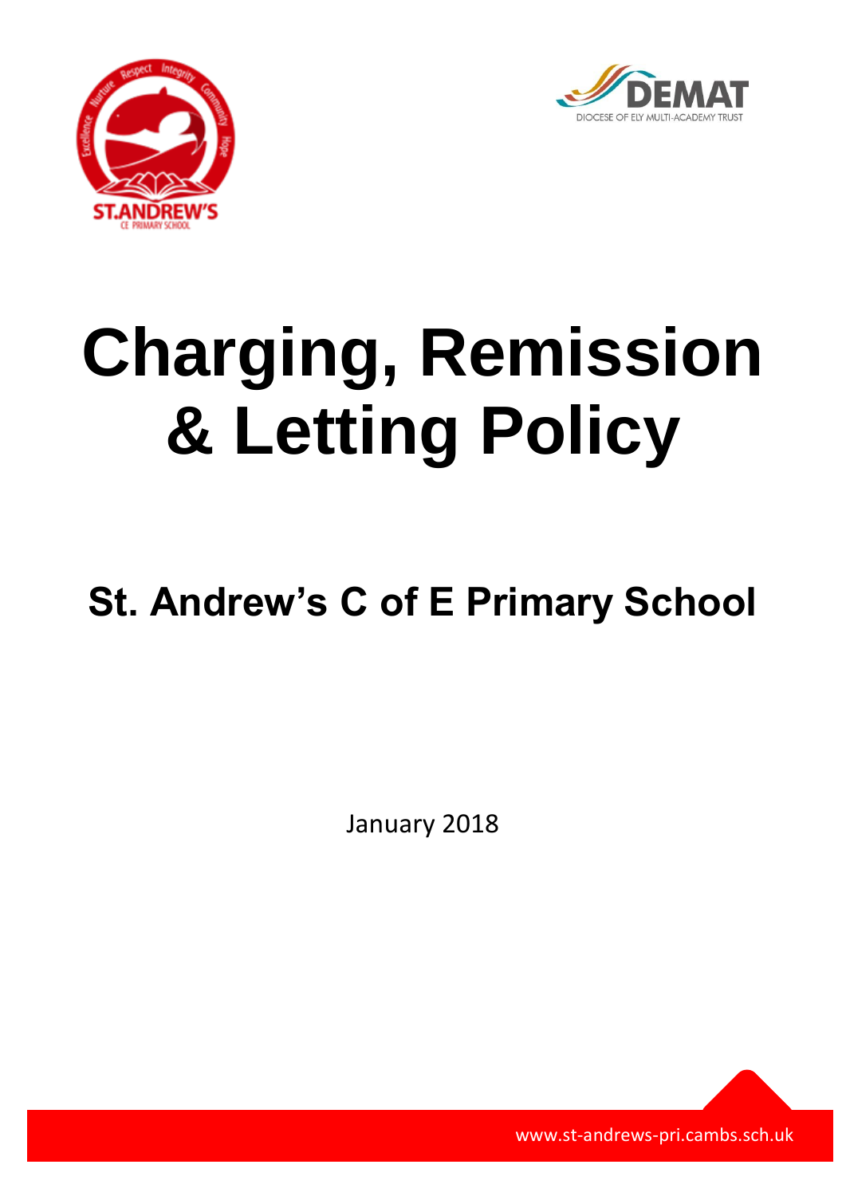# Charging, Remission & Letting Policy

## St. Andrew's C of E Primary School

January 2018

www.st-andrews-pri.cambs.sch.uk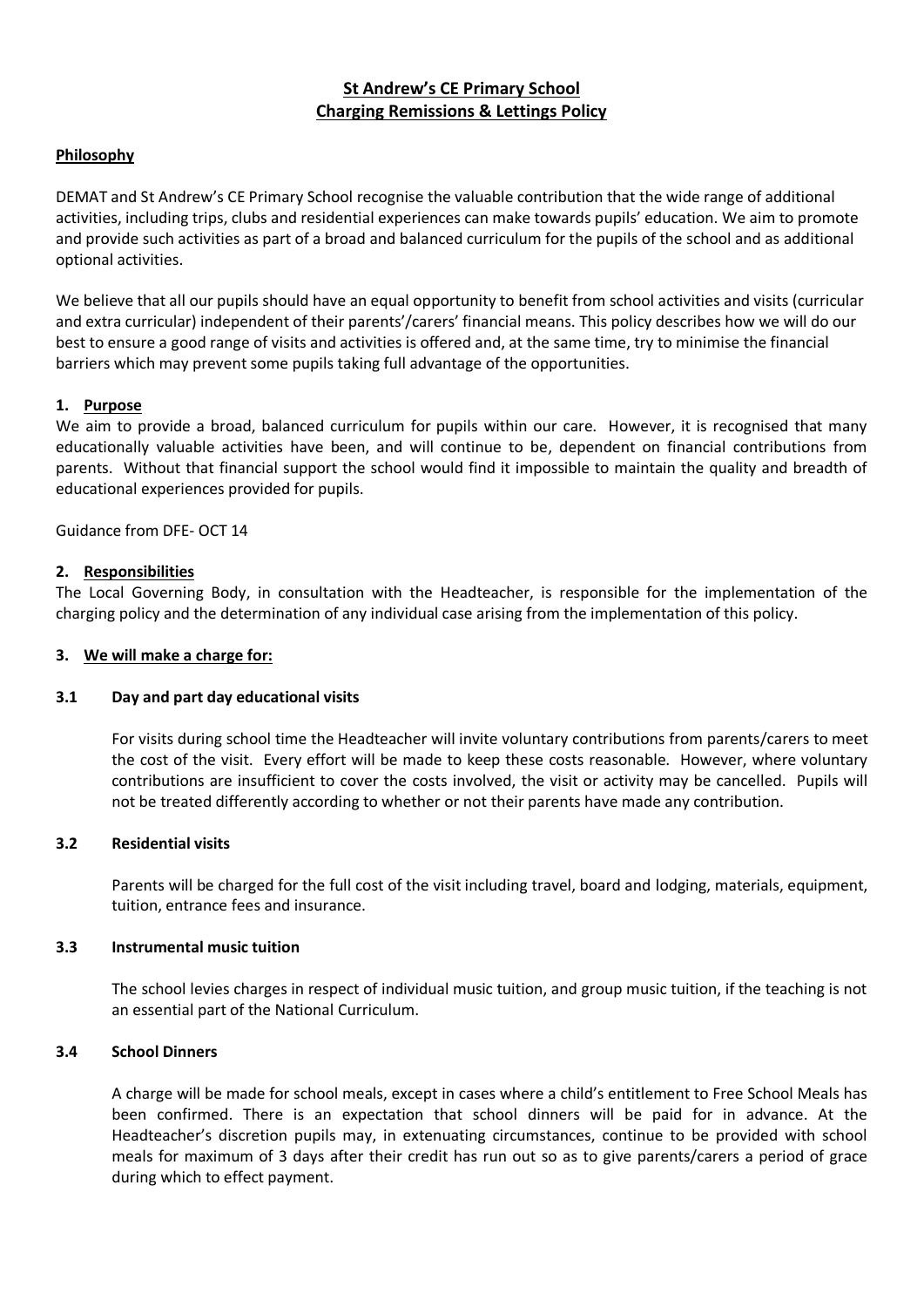# St Andrew's CE Primary School
# Charging Remissions & Lettings Policy

## Philosophy

DEMAT and St Andrew's CE Primary School recognise the valuable contribution that the wide range of additional activities, including trips, clubs and residential experiences can make towards pupils' education. We aim to promote and provide such activities as part of a broad and balanced curriculum for the pupils of the school and as additional optional activities.

We believe that all our pupils should have an equal opportunity to benefit from school activities and visits (curricular and extra curricular) independent of their parents'/carers' financial means. This policy describes how we will do our best to ensure a good range of visits and activities is offered and, at the same time, try to minimise the financial barriers which may prevent some pupils taking full advantage of the opportunities.

## 1. Purpose

We aim to provide a broad, balanced curriculum for pupils within our care. However, it is recognised that many educationally valuable activities have been, and will continue to be, dependent on financial contributions from parents. Without that financial support the school would find it impossible to maintain the quality and breadth of educational experiences provided for pupils.

Guidance from DFE- OCT 14

## 2. Responsibilities

The Local Governing Body, in consultation with the Headteacher, is responsible for the implementation of the charging policy and the determination of any individual case arising from the implementation of this policy.

## 3. We will make a charge for:

### 3.1 Day and part day educational visits

For visits during school time the Headteacher will invite voluntary contributions from parents/carers to meet the cost of the visit. Every effort will be made to keep these costs reasonable. However, where voluntary contributions are insufficient to cover the costs involved, the visit or activity may be cancelled. Pupils will not be treated differently according to whether or not their parents have made any contribution.

### 3.2 Residential visits

Parents will be charged for the full cost of the visit including travel, board and lodging, materials, equipment, tuition, entrance fees and insurance.

### 3.3 Instrumental music tuition

The school levies charges in respect of individual music tuition, and group music tuition, if the teaching is not an essential part of the National Curriculum.

### 3.4 School Dinners

A charge will be made for school meals, except in cases where a child's entitlement to Free School Meals has been confirmed. There is an expectation that school dinners will be paid for in advance. At the Headteacher's discretion pupils may, in extenuating circumstances, continue to be provided with school meals for maximum of 3 days after their credit has run out so as to give parents/carers a period of grace during which to effect payment.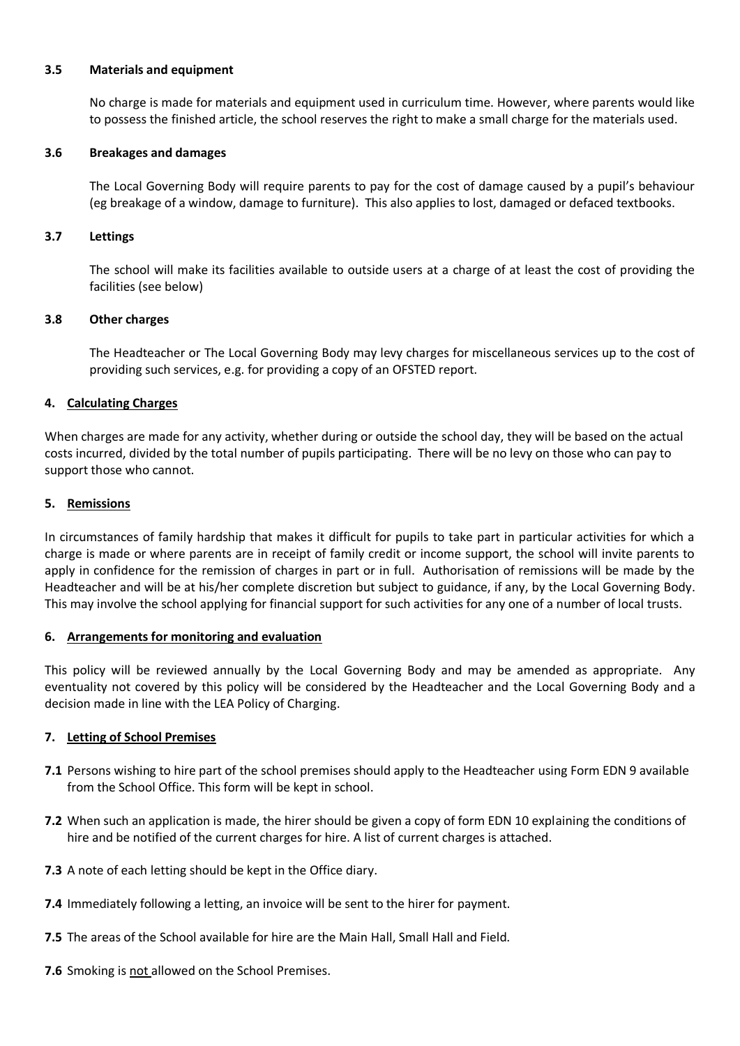### 3.5 Materials and equipment

No charge is made for materials and equipment used in curriculum time. However, where parents would like to possess the finished article, the school reserves the right to make a small charge for the materials used.

### 3.6 Breakages and damages

The Local Governing Body will require parents to pay for the cost of damage caused by a pupil's behaviour (eg breakage of a window, damage to furniture). This also applies to lost, damaged or defaced textbooks.

### 3.7 Lettings

The school will make its facilities available to outside users at a charge of at least the cost of providing the facilities (see below)

### 3.8 Other charges

The Headteacher or The Local Governing Body may levy charges for miscellaneous services up to the cost of providing such services, e.g. for providing a copy of an OFSTED report.

## 4. Calculating Charges

When charges are made for any activity, whether during or outside the school day, they will be based on the actual costs incurred, divided by the total number of pupils participating. There will be no levy on those who can pay to support those who cannot.

## 5. Remissions

In circumstances of family hardship that makes it difficult for pupils to take part in particular activities for which a charge is made or where parents are in receipt of family credit or income support, the school will invite parents to apply in confidence for the remission of charges in part or in full. Authorisation of remissions will be made by the Headteacher and will be at his/her complete discretion but subject to guidance, if any, by the Local Governing Body. This may involve the school applying for financial support for such activities for any one of a number of local trusts.

## 6. Arrangements for monitoring and evaluation

This policy will be reviewed annually by the Local Governing Body and may be amended as appropriate. Any eventuality not covered by this policy will be considered by the Headteacher and the Local Governing Body and a decision made in line with the LEA Policy of Charging.

## 7. Letting of School Premises

**7.1** Persons wishing to hire part of the school premises should apply to the Headteacher using Form EDN 9 available from the School Office. This form will be kept in school.

**7.2** When such an application is made, the hirer should be given a copy of form EDN 10 explaining the conditions of hire and be notified of the current charges for hire. A list of current charges is attached.

**7.3** A note of each letting should be kept in the Office diary.

**7.4** Immediately following a letting, an invoice will be sent to the hirer for payment.

**7.5** The areas of the School available for hire are the Main Hall, Small Hall and Field.

**7.6** Smoking is <u>not</u> allowed on the School Premises.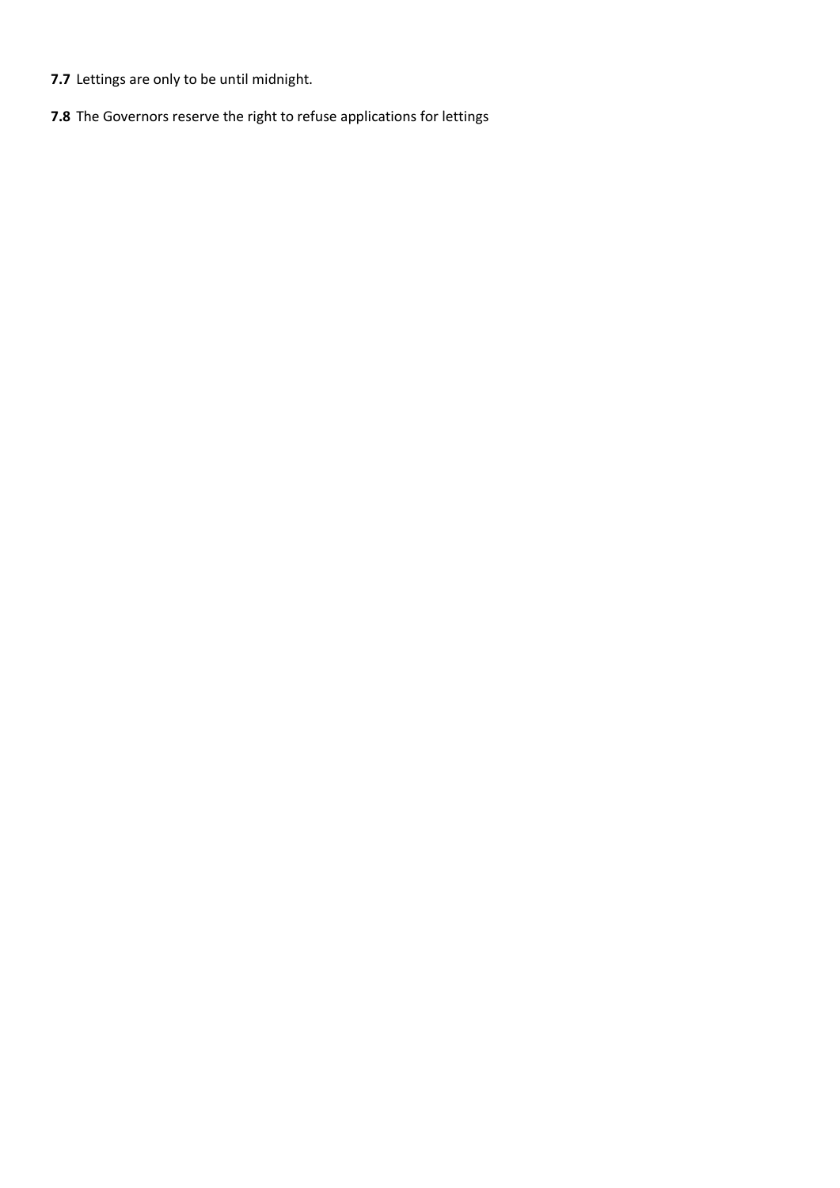**7.7** Lettings are only to be until midnight.

**7.8** The Governors reserve the right to refuse applications for lettings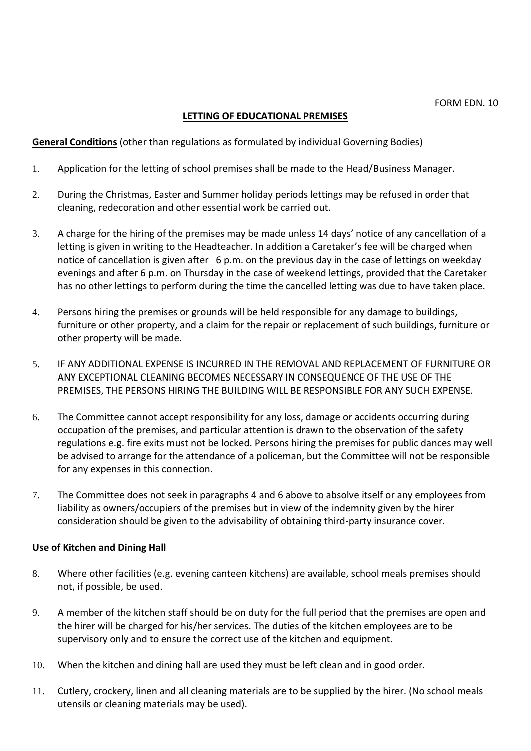FORM EDN. 10

# LETTING OF EDUCATIONAL PREMISES

**General Conditions** (other than regulations as formulated by individual Governing Bodies)

1. Application for the letting of school premises shall be made to the Head/Business Manager.

2. During the Christmas, Easter and Summer holiday periods lettings may be refused in order that cleaning, redecoration and other essential work be carried out.

3. A charge for the hiring of the premises may be made unless 14 days' notice of any cancellation of a letting is given in writing to the Headteacher. In addition a Caretaker's fee will be charged when notice of cancellation is given after 6 p.m. on the previous day in the case of lettings on weekday evenings and after 6 p.m. on Thursday in the case of weekend lettings, provided that the Caretaker has no other lettings to perform during the time the cancelled letting was due to have taken place.

4. Persons hiring the premises or grounds will be held responsible for any damage to buildings, furniture or other property, and a claim for the repair or replacement of such buildings, furniture or other property will be made.

5. IF ANY ADDITIONAL EXPENSE IS INCURRED IN THE REMOVAL AND REPLACEMENT OF FURNITURE OR ANY EXCEPTIONAL CLEANING BECOMES NECESSARY IN CONSEQUENCE OF THE USE OF THE PREMISES, THE PERSONS HIRING THE BUILDING WILL BE RESPONSIBLE FOR ANY SUCH EXPENSE.

6. The Committee cannot accept responsibility for any loss, damage or accidents occurring during occupation of the premises, and particular attention is drawn to the observation of the safety regulations e.g. fire exits must not be locked. Persons hiring the premises for public dances may well be advised to arrange for the attendance of a policeman, but the Committee will not be responsible for any expenses in this connection.

7. The Committee does not seek in paragraphs 4 and 6 above to absolve itself or any employees from liability as owners/occupiers of the premises but in view of the indemnity given by the hirer consideration should be given to the advisability of obtaining third-party insurance cover.

**Use of Kitchen and Dining Hall**

8. Where other facilities (e.g. evening canteen kitchens) are available, school meals premises should not, if possible, be used.

9. A member of the kitchen staff should be on duty for the full period that the premises are open and the hirer will be charged for his/her services. The duties of the kitchen employees are to be supervisory only and to ensure the correct use of the kitchen and equipment.

10. When the kitchen and dining hall are used they must be left clean and in good order.

11. Cutlery, crockery, linen and all cleaning materials are to be supplied by the hirer. (No school meals utensils or cleaning materials may be used).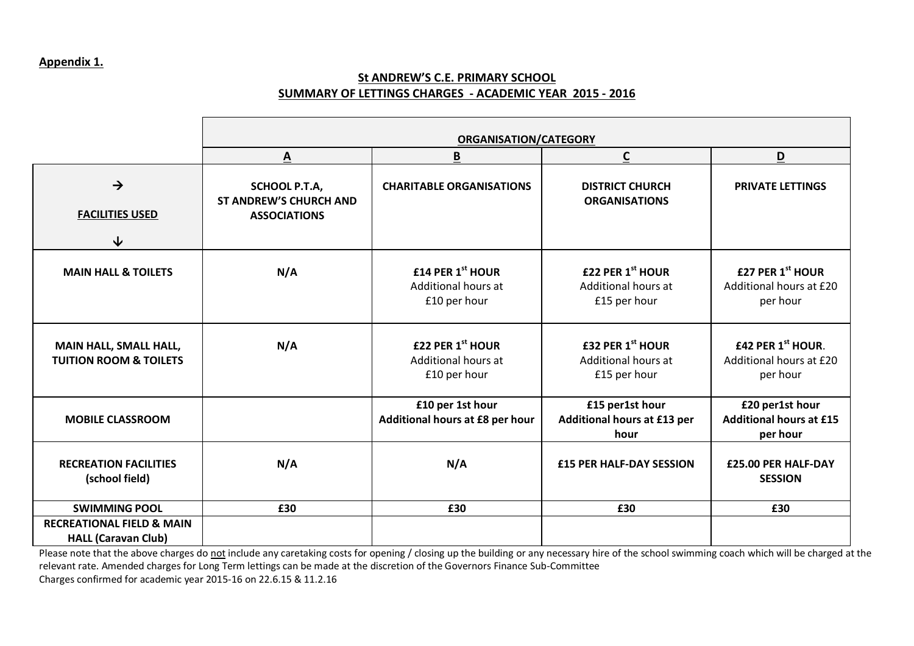**Appendix 1.**

## St ANDREW'S C.E. PRIMARY SCHOOL
## SUMMARY OF LETTINGS CHARGES - ACADEMIC YEAR 2015 - 2016

| | ORGANISATION/CATEGORY | | | |
|---|---|---|---|---|
| | **A** | **B** | **C** | **D** |
| → **FACILITIES USED** ↓ | **SCHOOL P.T.A, ST ANDREW'S CHURCH AND ASSOCIATIONS** | **CHARITABLE ORGANISATIONS** | **DISTRICT CHURCH ORGANISATIONS** | **PRIVATE LETTINGS** |
| **MAIN HALL & TOILETS** | **N/A** | **£14 PER 1st HOUR** Additional hours at £10 per hour | **£22 PER 1st HOUR** Additional hours at £15 per hour | **£27 PER 1st HOUR** Additional hours at £20 per hour |
| **MAIN HALL, SMALL HALL, TUITION ROOM & TOILETS** | **N/A** | **£22 PER 1st HOUR** Additional hours at £10 per hour | **£32 PER 1st HOUR** Additional hours at £15 per hour | **£42 PER 1st HOUR**. Additional hours at £20 per hour |
| **MOBILE CLASSROOM** | | **£10 per 1st hour Additional hours at £8 per hour** | **£15 per1st hour Additional hours at £13 per hour** | **£20 per1st hour Additional hours at £15 per hour** |
| **RECREATION FACILITIES (school field)** | **N/A** | **N/A** | **£15 PER HALF-DAY SESSION** | **£25.00 PER HALF-DAY SESSION** |
| **SWIMMING POOL** | **£30** | **£30** | **£30** | **£30** |
| **RECREATIONAL FIELD & MAIN HALL (Caravan Club)** | | | | |

Please note that the above charges do not include any caretaking costs for opening / closing up the building or any necessary hire of the school swimming coach which will be charged at the relevant rate. Amended charges for Long Term lettings can be made at the discretion of the Governors Finance Sub-Committee

Charges confirmed for academic year 2015-16 on 22.6.15 & 11.2.16